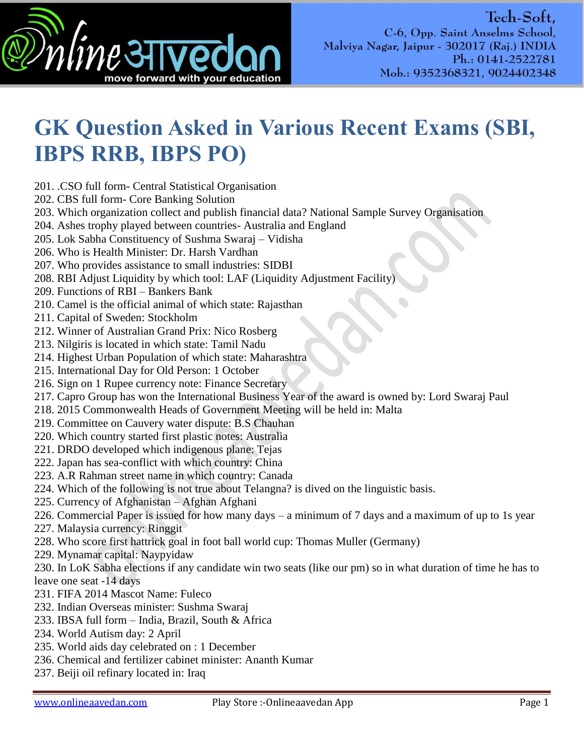# GK Question Asked in Various Recent Exams (SBI, IBPS RRB, IBPS PO)

201. .CSO full form- Central Statistical Organisation
202. CBS full form- Core Banking Solution
203. Which organization collect and publish financial data? National Sample Survey Organisation
204. Ashes trophy played between countries- Australia and England
205. Lok Sabha Constituency of Sushma Swaraj – Vidisha
206. Who is Health Minister: Dr. Harsh Vardhan
207. Who provides assistance to small industries: SIDBI
208. RBI Adjust Liquidity by which tool: LAF (Liquidity Adjustment Facility)
209. Functions of RBI – Bankers Bank
210. Camel is the official animal of which state: Rajasthan
211. Capital of Sweden: Stockholm
212. Winner of Australian Grand Prix: Nico Rosberg
213. Nilgiris is located in which state: Tamil Nadu
214. Highest Urban Population of which state: Maharashtra
215. International Day for Old Person: 1 October
216. Sign on 1 Rupee currency note: Finance Secretary
217. Capro Group has won the International Business Year of the award is owned by: Lord Swaraj Paul
218. 2015 Commonwealth Heads of Government Meeting will be held in: Malta
219. Committee on Cauvery water dispute: B.S Chauhan
220. Which country started first plastic notes: Australia
221. DRDO developed which indigenous plane: Tejas
222. Japan has sea-conflict with which country: China
223. A.R Rahman street name in which country: Canada
224. Which of the following is not true about Telangna? is dived on the linguistic basis.
225. Currency of Afghanistan – Afghan Afghani
226. Commercial Paper is issued for how many days – a minimum of 7 days and a maximum of up to 1s year
227. Malaysia currency: Ringgit
228. Who score first hattrick goal in foot ball world cup: Thomas Muller (Germany)
229. Mynamar capital: Naypyidaw
230. In LoK Sabha elections if any candidate win two seats (like our pm) so in what duration of time he has to leave one seat -14 days
231. FIFA 2014 Mascot Name: Fuleco
232. Indian Overseas minister: Sushma Swaraj
233. IBSA full form – India, Brazil, South & Africa
234. World Autism day: 2 April
235. World aids day celebrated on : 1 December
236. Chemical and fertilizer cabinet minister: Ananth Kumar
237. Beiji oil refinary located in: Iraq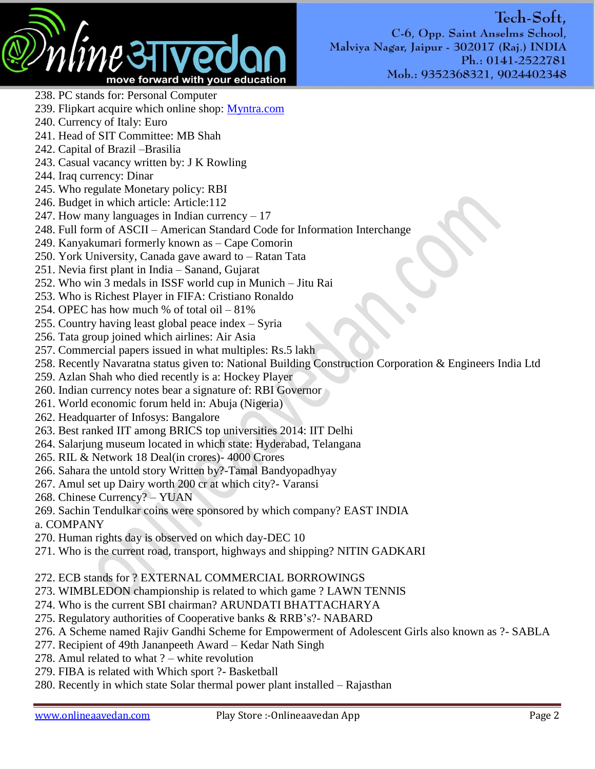238. PC stands for: Personal Computer
239. Flipkart acquire which online shop: Myntra.com
240. Currency of Italy: Euro
241. Head of SIT Committee: MB Shah
242. Capital of Brazil –Brasilia
243. Casual vacancy written by: J K Rowling
244. Iraq currency: Dinar
245. Who regulate Monetary policy: RBI
246. Budget in which article: Article:112
247. How many languages in Indian currency – 17
248. Full form of ASCII – American Standard Code for Information Interchange
249. Kanyakumari formerly known as – Cape Comorin
250. York University, Canada gave award to – Ratan Tata
251. Nevia first plant in India – Sanand, Gujarat
252. Who win 3 medals in ISSF world cup in Munich – Jitu Rai
253. Who is Richest Player in FIFA: Cristiano Ronaldo
254. OPEC has how much % of total oil – 81%
255. Country having least global peace index – Syria
256. Tata group joined which airlines: Air Asia
257. Commercial papers issued in what multiples: Rs.5 lakh
258. Recently Navaratna status given to: National Building Construction Corporation & Engineers India Ltd
259. Azlan Shah who died recently is a: Hockey Player
260. Indian currency notes bear a signature of: RBI Governor
261. World economic forum held in: Abuja (Nigeria)
262. Headquarter of Infosys: Bangalore
263. Best ranked IIT among BRICS top universities 2014: IIT Delhi
264. Salarjung museum located in which state: Hyderabad, Telangana
265. RIL & Network 18 Deal(in crores)- 4000 Crores
266. Sahara the untold story Written by?-Tamal Bandyopadhyay
267. Amul set up Dairy worth 200 cr at which city?- Varansi
268. Chinese Currency? – YUAN
269. Sachin Tendulkar coins were sponsored by which company? EAST INDIA
a. COMPANY
270. Human rights day is observed on which day-DEC 10
271. Who is the current road, transport, highways and shipping? NITIN GADKARI

272. ECB stands for ? EXTERNAL COMMERCIAL BORROWINGS
273. WIMBLEDON championship is related to which game ? LAWN TENNIS
274. Who is the current SBI chairman? ARUNDATI BHATTACHARYA
275. Regulatory authorities of Cooperative banks & RRB's?- NABARD
276. A Scheme named Rajiv Gandhi Scheme for Empowerment of Adolescent Girls also known as ?- SABLA
277. Recipient of 49th Janangeeth Award – Kedar Nath Singh
278. Amul related to what ? – white revolution
279. FIBA is related with Which sport ?- Basketball
280. Recently in which state Solar thermal power plant installed – Rajasthan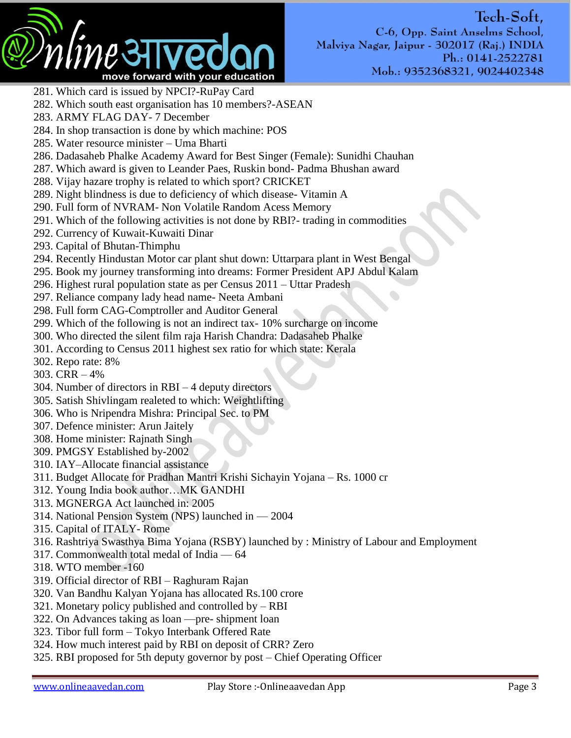281. Which card is issued by NPCI?-RuPay Card
282. Which south east organisation has 10 members?-ASEAN
283. ARMY FLAG DAY- 7 December
284. In shop transaction is done by which machine: POS
285. Water resource minister – Uma Bharti
286. Dadasaheb Phalke Academy Award for Best Singer (Female): Sunidhi Chauhan
287. Which award is given to Leander Paes, Ruskin bond- Padma Bhushan award
288. Vijay hazare trophy is related to which sport? CRICKET
289. Night blindness is due to deficiency of which disease- Vitamin A
290. Full form of NVRAM- Non Volatile Random Acess Memory
291. Which of the following activities is not done by RBI?- trading in commodities
292. Currency of Kuwait-Kuwaiti Dinar
293. Capital of Bhutan-Thimphu
294. Recently Hindustan Motor car plant shut down: Uttarpara plant in West Bengal
295. Book my journey transforming into dreams: Former President APJ Abdul Kalam
296. Highest rural population state as per Census 2011 – Uttar Pradesh
297. Reliance company lady head name- Neeta Ambani
298. Full form CAG-Comptroller and Auditor General
299. Which of the following is not an indirect tax- 10% surcharge on income
300. Who directed the silent film raja Harish Chandra: Dadasaheb Phalke
301. According to Census 2011 highest sex ratio for which state: Kerala
302. Repo rate: 8%
303. CRR – 4%
304. Number of directors in RBI – 4 deputy directors
305. Satish Shivlingam realeted to which: Weightlifting
306. Who is Nripendra Mishra: Principal Sec. to PM
307. Defence minister: Arun Jaitely
308. Home minister: Rajnath Singh
309. PMGSY Established by-2002
310. IAY–Allocate financial assistance
311. Budget Allocate for Pradhan Mantri Krishi Sichayin Yojana – Rs. 1000 cr
312. Young India book author…MK GANDHI
313. MGNERGA Act launched in: 2005
314. National Pension System (NPS) launched in — 2004
315. Capital of ITALY- Rome
316. Rashtriya Swasthya Bima Yojana (RSBY) launched by : Ministry of Labour and Employment
317. Commonwealth total medal of India — 64
318. WTO member -160
319. Official director of RBI – Raghuram Rajan
320. Van Bandhu Kalyan Yojana has allocated Rs.100 crore
321. Monetary policy published and controlled by – RBI
322. On Advances taking as loan —pre- shipment loan
323. Tibor full form – Tokyo Interbank Offered Rate
324. How much interest paid by RBI on deposit of CRR? Zero
325. RBI proposed for 5th deputy governor by post – Chief Operating Officer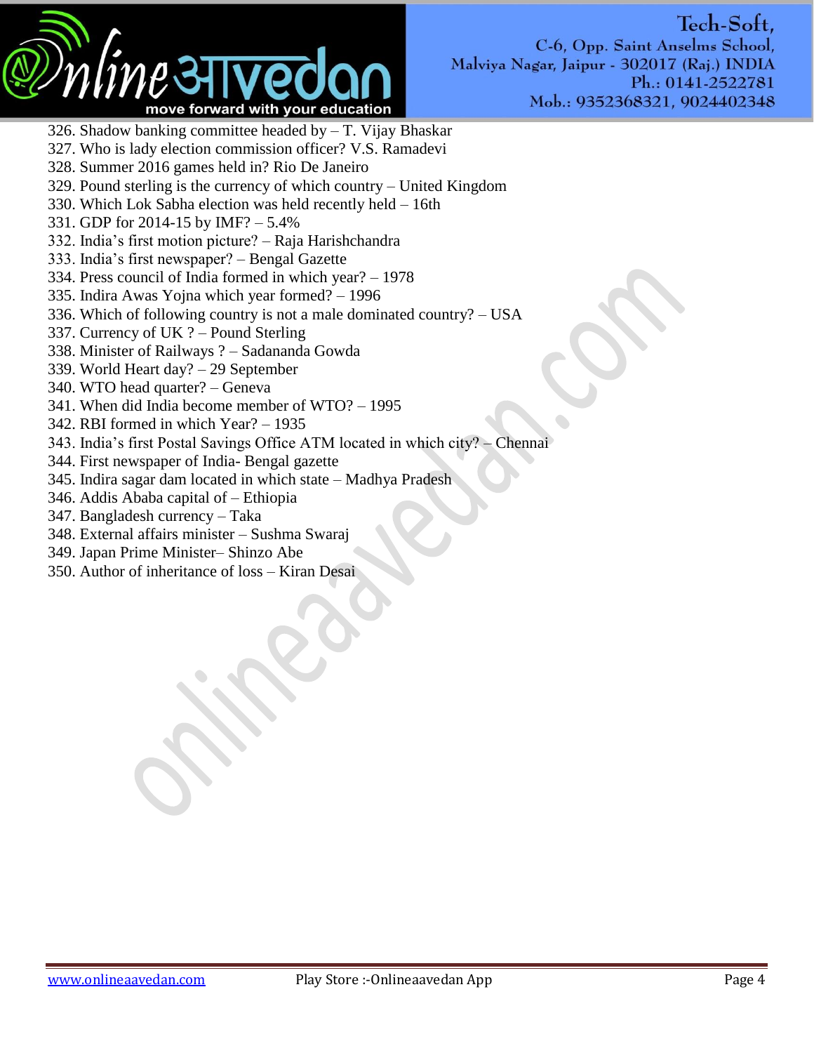326. Shadow banking committee headed by – T. Vijay Bhaskar
327. Who is lady election commission officer? V.S. Ramadevi
328. Summer 2016 games held in? Rio De Janeiro
329. Pound sterling is the currency of which country – United Kingdom
330. Which Lok Sabha election was held recently held – 16th
331. GDP for 2014-15 by IMF? – 5.4%
332. India's first motion picture? – Raja Harishchandra
333. India's first newspaper? – Bengal Gazette
334. Press council of India formed in which year? – 1978
335. Indira Awas Yojna which year formed? – 1996
336. Which of following country is not a male dominated country? – USA
337. Currency of UK ? – Pound Sterling
338. Minister of Railways ? – Sadananda Gowda
339. World Heart day? – 29 September
340. WTO head quarter? – Geneva
341. When did India become member of WTO? – 1995
342. RBI formed in which Year? – 1935
343. India's first Postal Savings Office ATM located in which city? – Chennai
344. First newspaper of India- Bengal gazette
345. Indira sagar dam located in which state – Madhya Pradesh
346. Addis Ababa capital of – Ethiopia
347. Bangladesh currency – Taka
348. External affairs minister – Sushma Swaraj
349. Japan Prime Minister– Shinzo Abe
350. Author of inheritance of loss – Kiran Desai